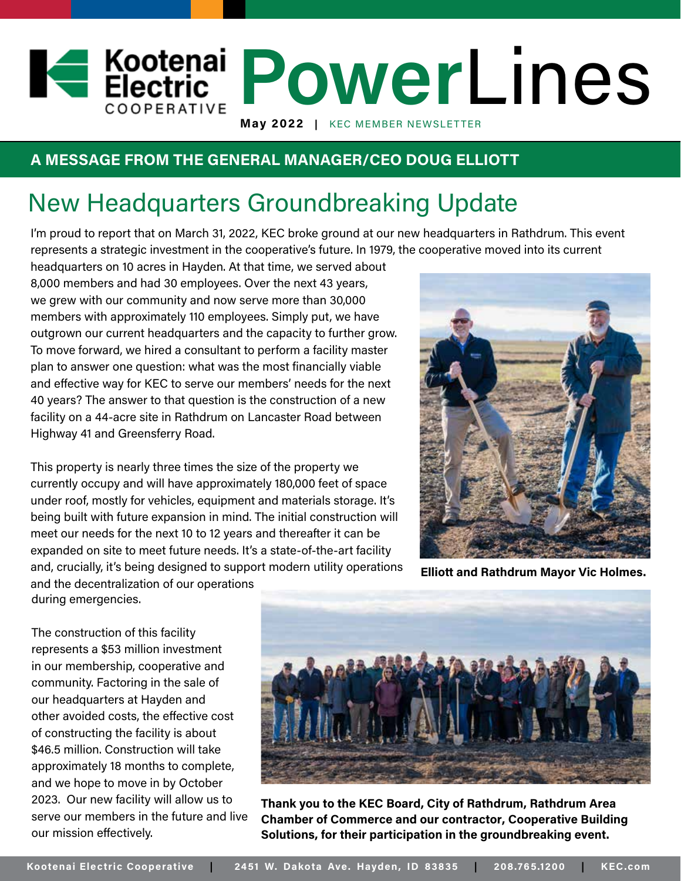# Kootenai Electric COOPERATIVE PowerLines

**May 2022** | KEC MEMBER NEWSLETTER

## A MESSAGE FROM THE GENERAL MANAGER/CEO DOUG ELLIOTT

## New Headquarters Groundbreaking Update

I'm proud to report that on March 31, 2022, KEC broke ground at our new headquarters in Rathdrum. This event represents a strategic investment in the cooperative's future. In 1979, the cooperative moved into its current headquarters on 10 acres in Hayden. At that time, we served about 8,000 members and had 30 employees. Over the next 43 years, we grew with our community and now serve more than 30,000 members with approximately 110 employees. Simply put, we have outgrown our current headquarters and the capacity to further grow. To move forward, we hired a consultant to perform a facility master plan to answer one question: what was the most financially viable and effective way for KEC to serve our members' needs for the next 40 years? The answer to that question is the construction of a new facility on a 44-acre site in Rathdrum on Lancaster Road between Highway 41 and Greensferry Road.

This property is nearly three times the size of the property we currently occupy and will have approximately 180,000 feet of space under roof, mostly for vehicles, equipment and materials storage. It's being built with future expansion in mind. The initial construction will meet our needs for the next 10 to 12 years and thereafter it can be expanded on site to meet future needs. It's a state-of-the-art facility and, crucially, it's being designed to support modern utility operations and the decentralization of our operations during emergencies.

**Elliott and Rathdrum Mayor Vic Holmes.**

The construction of this facility represents a $53 million investment in our membership, cooperative and community. Factoring in the sale of our headquarters at Hayden and other avoided costs, the effective cost of constructing the facility is about $46.5 million. Construction will take approximately 18 months to complete, and we hope to move in by October 2023. Our new facility will allow us to serve our members in the future and live our mission effectively.

**Thank you to the KEC Board, City of Rathdrum, Rathdrum Area Chamber of Commerce and our contractor, Cooperative Building Solutions, for their participation in the groundbreaking event.**

Kootenai Electric Cooperative | 2451 W. Dakota Ave. Hayden, ID 83835 | 208.765.1200 | KEC.com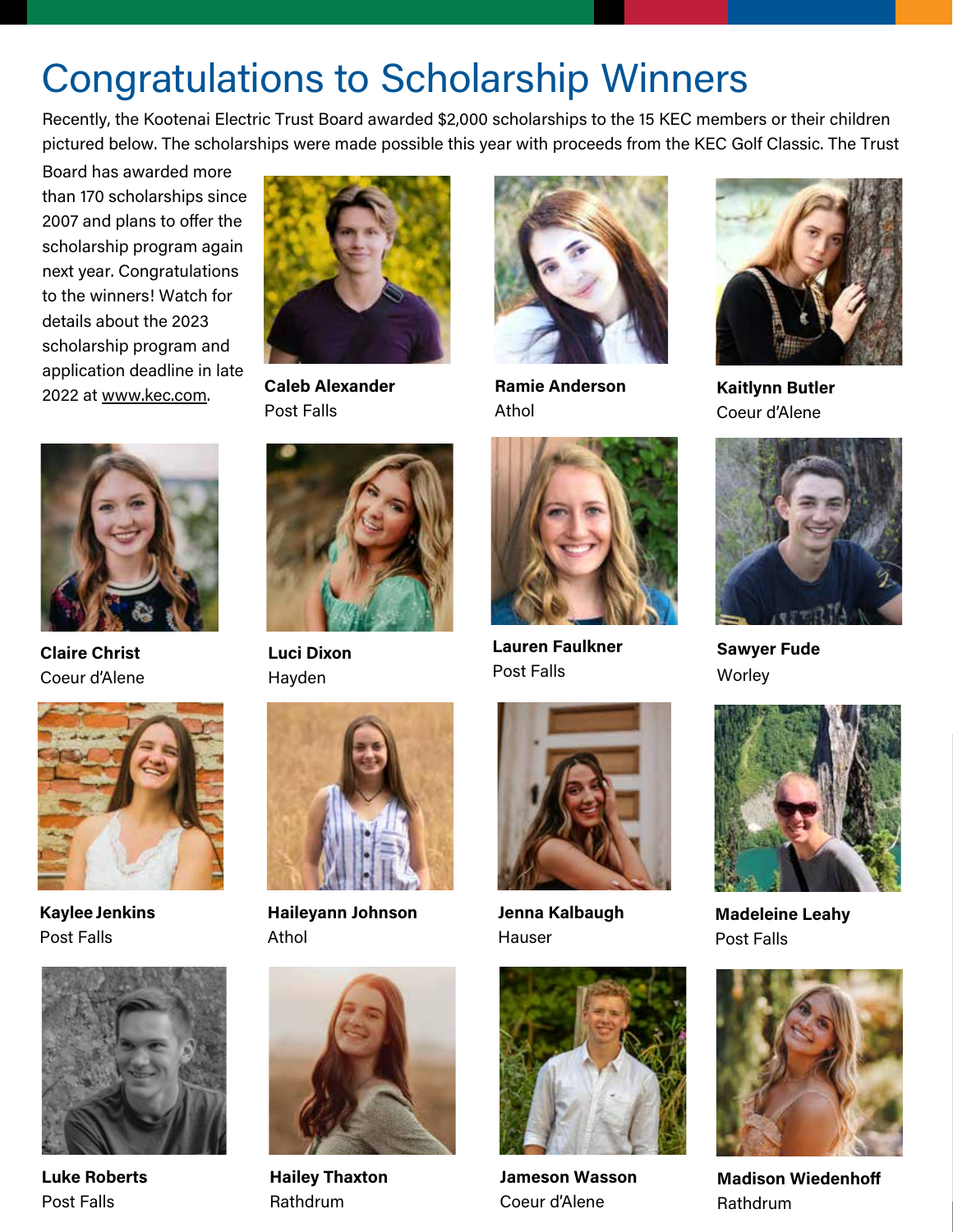# Congratulations to Scholarship Winners

Recently, the Kootenai Electric Trust Board awarded $2,000 scholarships to the 15 KEC members or their children pictured below. The scholarships were made possible this year with proceeds from the KEC Golf Classic. The Trust Board has awarded more than 170 scholarships since 2007 and plans to offer the scholarship program again next year. Congratulations to the winners! Watch for details about the 2023 scholarship program and application deadline in late 2022 at www.kec.com.

**Caleb Alexander**
Post Falls

**Ramie Anderson**
Athol

**Kaitlynn Butler**
Coeur d'Alene

**Claire Christ**
Coeur d'Alene

**Luci Dixon**
Hayden

**Lauren Faulkner**
Post Falls

**Sawyer Fude**
Worley

**Kaylee Jenkins**
Post Falls

**Haileyann Johnson**
Athol

**Jenna Kalbaugh**
Hauser

**Madeleine Leahy**
Post Falls

**Luke Roberts**
Post Falls

**Hailey Thaxton**
Rathdrum

**Jameson Wasson**
Coeur d'Alene

**Madison Wiedenhoff**
Rathdrum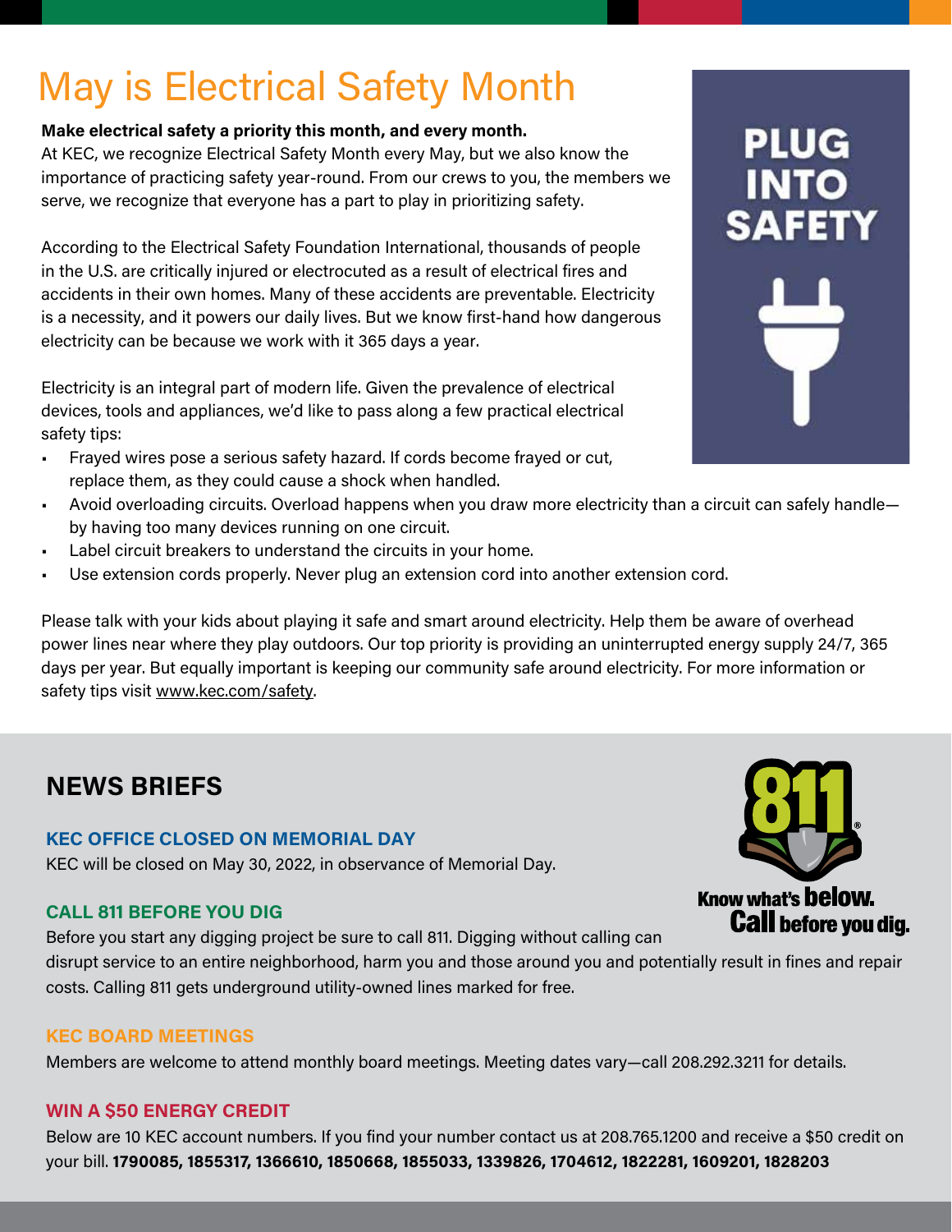# May is Electrical Safety Month

**Make electrical safety a priority this month, and every month.**

At KEC, we recognize Electrical Safety Month every May, but we also know the importance of practicing safety year-round. From our crews to you, the members we serve, we recognize that everyone has a part to play in prioritizing safety.

According to the Electrical Safety Foundation International, thousands of people in the U.S. are critically injured or electrocuted as a result of electrical fires and accidents in their own homes. Many of these accidents are preventable. Electricity is a necessity, and it powers our daily lives. But we know first-hand how dangerous electricity can be because we work with it 365 days a year.

Electricity is an integral part of modern life. Given the prevalence of electrical devices, tools and appliances, we'd like to pass along a few practical electrical safety tips:

- Frayed wires pose a serious safety hazard. If cords become frayed or cut, replace them, as they could cause a shock when handled.
- Avoid overloading circuits. Overload happens when you draw more electricity than a circuit can safely handle—by having too many devices running on one circuit.
- Label circuit breakers to understand the circuits in your home.
- Use extension cords properly. Never plug an extension cord into another extension cord.

Please talk with your kids about playing it safe and smart around electricity. Help them be aware of overhead power lines near where they play outdoors. Our top priority is providing an uninterrupted energy supply 24/7, 365 days per year. But equally important is keeping our community safe around electricity. For more information or safety tips visit www.kec.com/safety.

PLUG INTO SAFETY

## NEWS BRIEFS

### KEC OFFICE CLOSED ON MEMORIAL DAY

KEC will be closed on May 30, 2022, in observance of Memorial Day.

### CALL 811 BEFORE YOU DIG

Before you start any digging project be sure to call 811. Digging without calling can disrupt service to an entire neighborhood, harm you and those around you and potentially result in fines and repair costs. Calling 811 gets underground utility-owned lines marked for free.

811® Know what's **below.** **Call** before you dig.

### KEC BOARD MEETINGS

Members are welcome to attend monthly board meetings. Meeting dates vary—call 208.292.3211 for details.

### WIN A $50 ENERGY CREDIT

Below are 10 KEC account numbers. If you find your number contact us at 208.765.1200 and receive a $50 credit on your bill. **1790085, 1855317, 1366610, 1850668, 1855033, 1339826, 1704612, 1822281, 1609201, 1828203**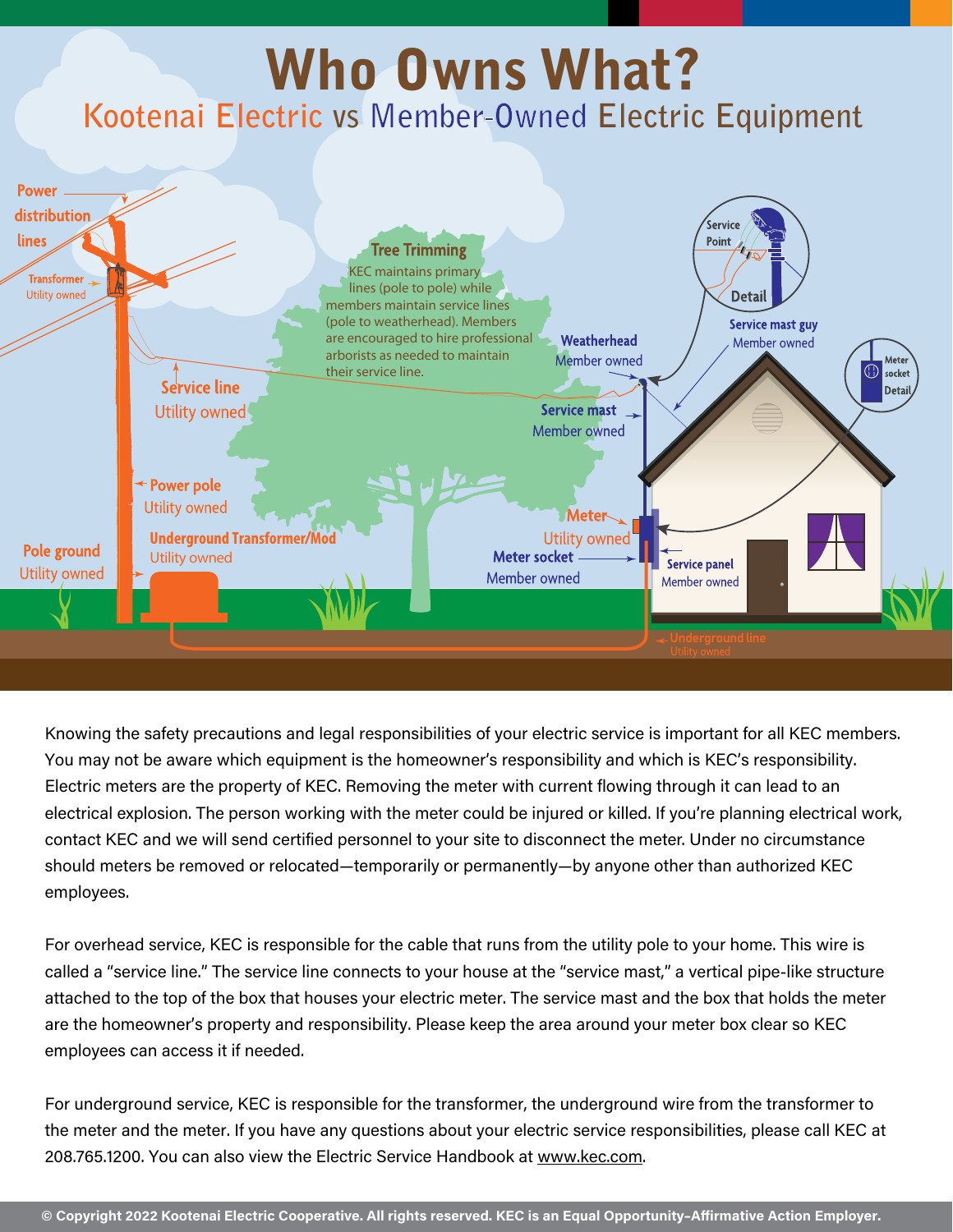# Who Owns What?

## Kootenai Electric vs Member-Owned Electric Equipment

Power distribution lines

Transformer
Utility owned

Tree Trimming
KEC maintains primary lines (pole to pole) while members maintain service lines (pole to weatherhead). Members are encouraged to hire professional arborists as needed to maintain their service line.

Service Point

Detail

Service mast guy
Member owned

Weatherhead
Member owned

Meter socket
Detail

Service line
Utility owned

Service mast
Member owned

Power pole
Utility owned

Meter
Utility owned

Pole ground
Utility owned

Underground Transformer/Mod
Utility owned

Meter socket
Member owned

Service panel
Member owned

Underground line
Utility owned

Knowing the safety precautions and legal responsibilities of your electric service is important for all KEC members. You may not be aware which equipment is the homeowner's responsibility and which is KEC's responsibility. Electric meters are the property of KEC. Removing the meter with current flowing through it can lead to an electrical explosion. The person working with the meter could be injured or killed. If you're planning electrical work, contact KEC and we will send certified personnel to your site to disconnect the meter. Under no circumstance should meters be removed or relocated—temporarily or permanently—by anyone other than authorized KEC employees.

For overhead service, KEC is responsible for the cable that runs from the utility pole to your home. This wire is called a "service line." The service line connects to your house at the "service mast," a vertical pipe-like structure attached to the top of the box that houses your electric meter. The service mast and the box that holds the meter are the homeowner's property and responsibility. Please keep the area around your meter box clear so KEC employees can access it if needed.

For underground service, KEC is responsible for the transformer, the underground wire from the transformer to the meter and the meter. If you have any questions about your electric service responsibilities, please call KEC at 208.765.1200. You can also view the Electric Service Handbook at www.kec.com.

**© Copyright 2022 Kootenai Electric Cooperative. All rights reserved. KEC is an Equal Opportunity-Affirmative Action Employer.**